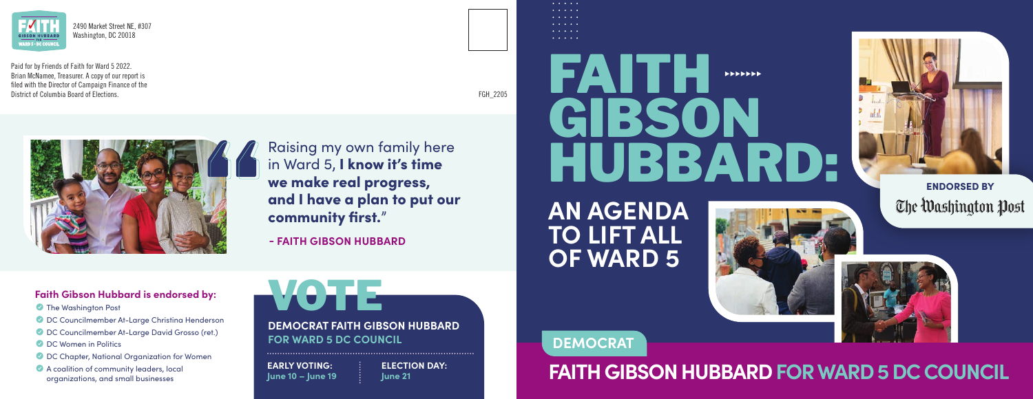2490 Market Street NE, #307
Washington, DC 20018

Paid for by Friends of Faith for Ward 5 2022. Brian McNamee, Treasurer. A copy of our report is filed with the Director of Campaign Finance of the District of Columbia Board of Elections.

FGH_2205

"Raising my own family here in Ward 5, **I know it's time we make real progress, and I have a plan to put our community first.**"

**- FAITH GIBSON HUBBARD**

### Faith Gibson Hubbard is endorsed by:

- The Washington Post
- DC Councilmember At-Large Christina Henderson
- DC Councilmember At-Large David Grosso (ret.)
- DC Women in Politics
- DC Chapter, National Organization for Women
- A coalition of community leaders, local organizations, and small businesses

# VOTE

**DEMOCRAT FAITH GIBSON HUBBARD FOR WARD 5 DC COUNCIL**

**EARLY VOTING:** June 10 – June 19

**ELECTION DAY:** June 21

# FAITH GIBSON HUBBARD:

## AN AGENDA TO LIFT ALL OF WARD 5

**ENDORSED BY** The Washington Post

**DEMOCRAT**

## FAITH GIBSON HUBBARD FOR WARD 5 DC COUNCIL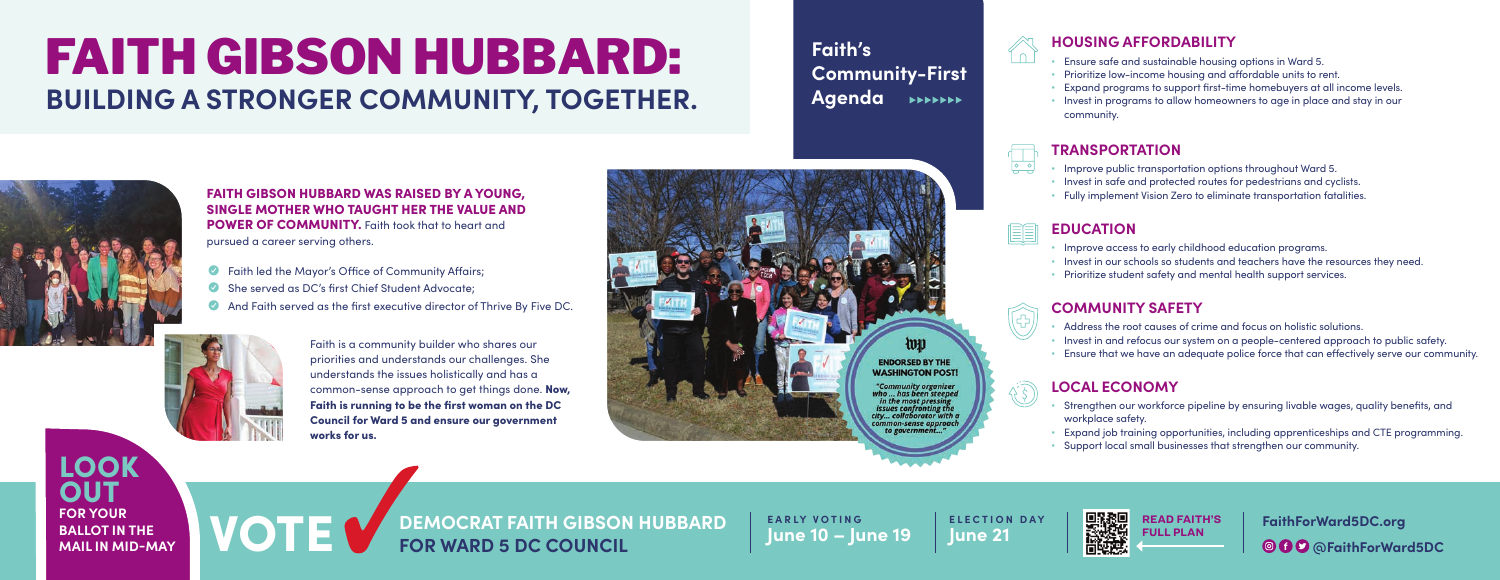# FAITH GIBSON HUBBARD:

## BUILDING A STRONGER COMMUNITY, TOGETHER.

**FAITH GIBSON HUBBARD WAS RAISED BY A YOUNG, SINGLE MOTHER WHO TAUGHT HER THE VALUE AND POWER OF COMMUNITY.** Faith took that to heart and pursued a career serving others.

- Faith led the Mayor's Office of Community Affairs;
- She served as DC's first Chief Student Advocate;
- And Faith served as the first executive director of Thrive By Five DC.

Faith is a community builder who shares our priorities and understands our challenges. She understands the issues holistically and has a common-sense approach to get things done. **Now, Faith is running to be the first woman on the DC Council for Ward 5 and ensure our government works for us.**

**ENDORSED BY THE WASHINGTON POST!**

*"Community organizer who ... has been steeped in the most pressing issues confronting the city... collaborator with a common-sense approach to government..."*

## Faith's Community-First Agenda

### HOUSING AFFORDABILITY

- Ensure safe and sustainable housing options in Ward 5.
- Prioritize low-income housing and affordable units to rent.
- Expand programs to support first-time homebuyers at all income levels.
- Invest in programs to allow homeowners to age in place and stay in our community.

### TRANSPORTATION

- Improve public transportation options throughout Ward 5.
- Invest in safe and protected routes for pedestrians and cyclists.
- Fully implement Vision Zero to eliminate transportation fatalities.

### EDUCATION

- Improve access to early childhood education programs.
- Invest in our schools so students and teachers have the resources they need.
- Prioritize student safety and mental health support services.

### COMMUNITY SAFETY

- Address the root causes of crime and focus on holistic solutions.
- Invest in and refocus our system on a people-centered approach to public safety.
- Ensure that we have an adequate police force that can effectively serve our community.

### LOCAL ECONOMY

- Strengthen our workforce pipeline by ensuring livable wages, quality benefits, and workplace safety.
- Expand job training opportunities, including apprenticeships and CTE programming.
- Support local small businesses that strengthen our community.

**LOOK OUT FOR YOUR BALLOT IN THE MAIL IN MID-MAY**

**VOTE DEMOCRAT FAITH GIBSON HUBBARD FOR WARD 5 DC COUNCIL**

EARLY VOTING **June 10 – June 19**

ELECTION DAY **June 21**

**READ FAITH'S FULL PLAN**

**FaithForWard5DC.org**

**@FaithForWard5DC**